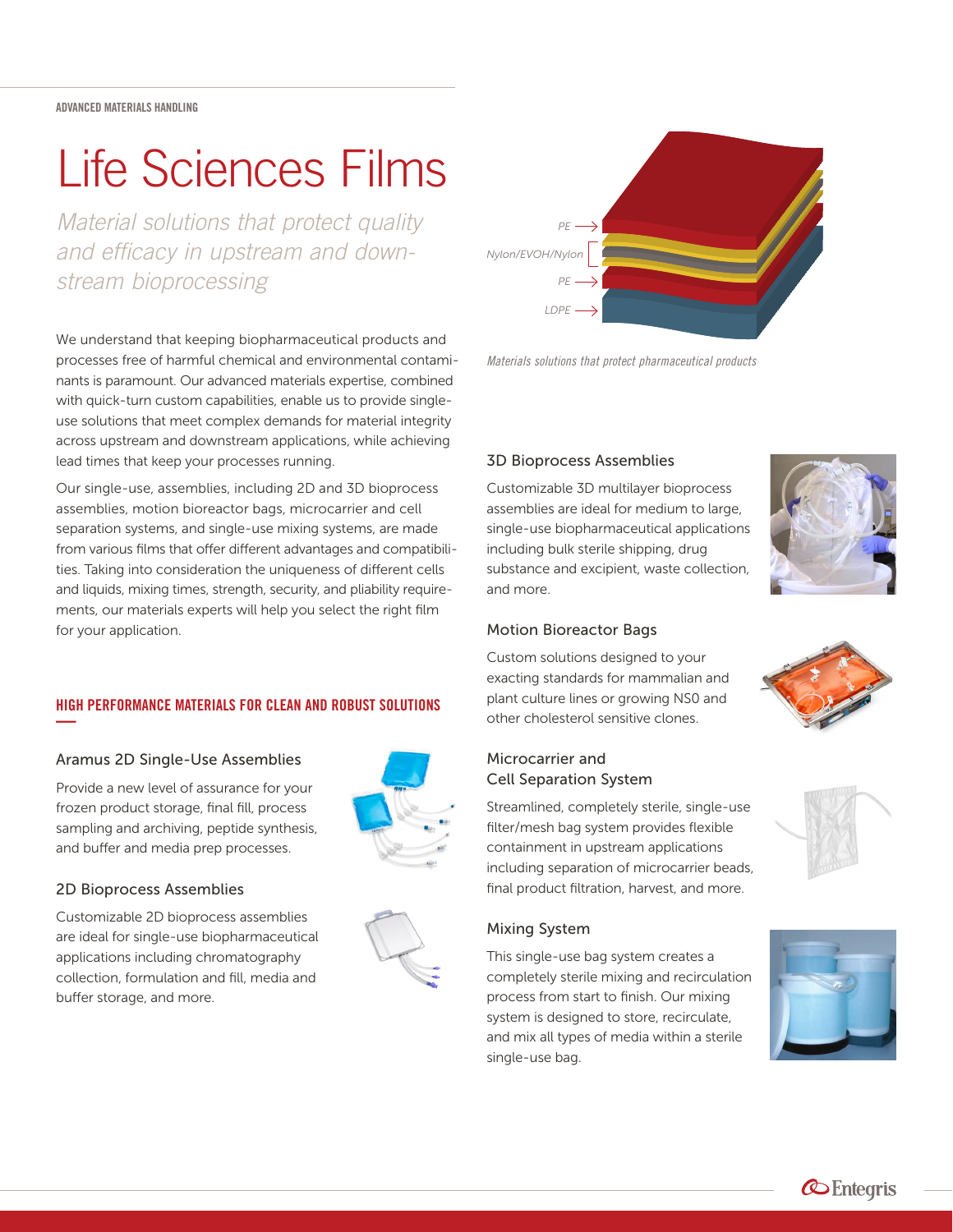ADVANCED MATERIALS HANDLING

# Life Sciences Films

*Material solutions that protect quality and efficacy in upstream and downstream bioprocessing*

We understand that keeping biopharmaceutical products and processes free of harmful chemical and environmental contaminants is paramount. Our advanced materials expertise, combined with quick-turn custom capabilities, enable us to provide single-use solutions that meet complex demands for material integrity across upstream and downstream applications, while achieving lead times that keep your processes running.

Our single-use, assemblies, including 2D and 3D bioprocess assemblies, motion bioreactor bags, microcarrier and cell separation systems, and single-use mixing systems, are made from various films that offer different advantages and compatibilities. Taking into consideration the uniqueness of different cells and liquids, mixing times, strength, security, and pliability requirements, our materials experts will help you select the right film for your application.

PE

Nylon/EVOH/Nylon

PE

LDPE

*Materials solutions that protect pharmaceutical products*

## HIGH PERFORMANCE MATERIALS FOR CLEAN AND ROBUST SOLUTIONS

### Aramus 2D Single-Use Assemblies

Provide a new level of assurance for your frozen product storage, final fill, process sampling and archiving, peptide synthesis, and buffer and media prep processes.

### 2D Bioprocess Assemblies

Customizable 2D bioprocess assemblies are ideal for single-use biopharmaceutical applications including chromatography collection, formulation and fill, media and buffer storage, and more.

### 3D Bioprocess Assemblies

Customizable 3D multilayer bioprocess assemblies are ideal for medium to large, single-use biopharmaceutical applications including bulk sterile shipping, drug substance and excipient, waste collection, and more.

### Motion Bioreactor Bags

Custom solutions designed to your exacting standards for mammalian and plant culture lines or growing NS0 and other cholesterol sensitive clones.

### Microcarrier and Cell Separation System

Streamlined, completely sterile, single-use filter/mesh bag system provides flexible containment in upstream applications including separation of microcarrier beads, final product filtration, harvest, and more.

### Mixing System

This single-use bag system creates a completely sterile mixing and recirculation process from start to finish. Our mixing system is designed to store, recirculate, and mix all types of media within a sterile single-use bag.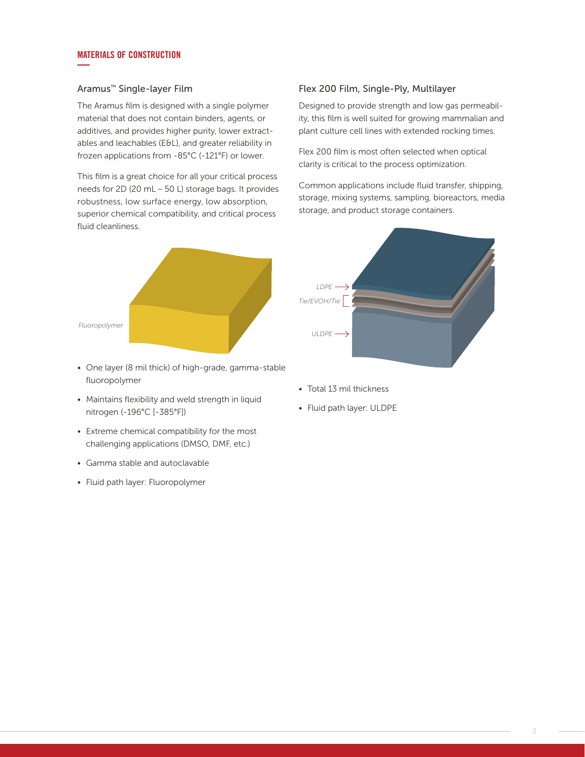## MATERIALS OF CONSTRUCTION

### Aramus™ Single-layer Film

The Aramus film is designed with a single polymer material that does not contain binders, agents, or additives, and provides higher purity, lower extractables and leachables (E&L), and greater reliability in frozen applications from -85°C (-121°F) or lower.

This film is a great choice for all your critical process needs for 2D (20 mL – 50 L) storage bags. It provides robustness, low surface energy, low absorption, superior chemical compatibility, and critical process fluid cleanliness.

*Fluoropolymer*

- One layer (8 mil thick) of high-grade, gamma-stable fluoropolymer
- Maintains flexibility and weld strength in liquid nitrogen (-196°C [-385°F])
- Extreme chemical compatibility for the most challenging applications (DMSO, DMF, etc.)
- Gamma stable and autoclavable
- Fluid path layer: Fluoropolymer

### Flex 200 Film, Single-Ply, Multilayer

Designed to provide strength and low gas permeability, this film is well suited for growing mammalian and plant culture cell lines with extended rocking times.

Flex 200 film is most often selected when optical clarity is critical to the process optimization.

Common applications include fluid transfer, shipping, storage, mixing systems, sampling, bioreactors, media storage, and product storage containers.

*LDPE*
*Tie/EVOH/Tie*
*ULDPE*

- Total 13 mil thickness
- Fluid path layer: ULDPE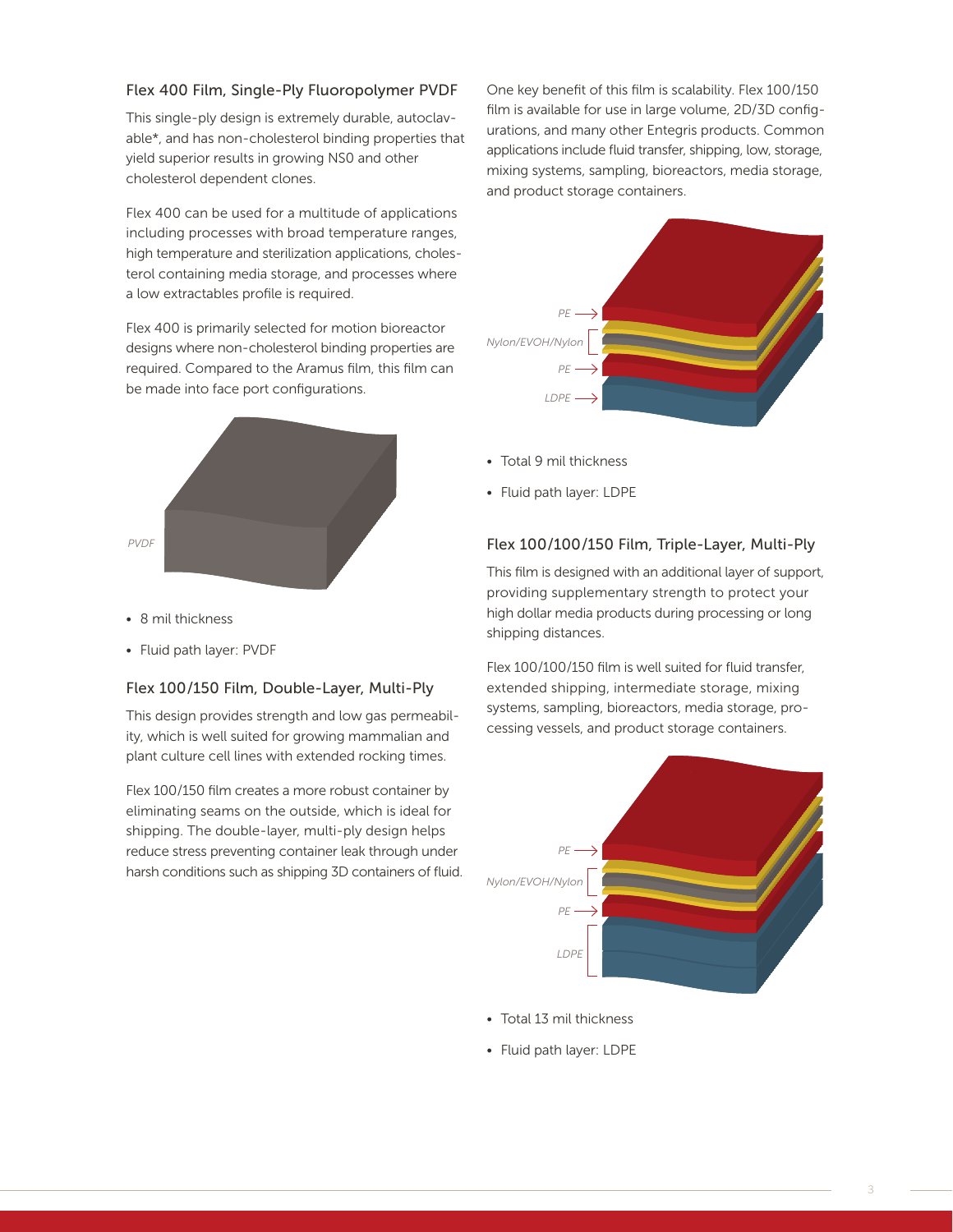### Flex 400 Film, Single-Ply Fluoropolymer PVDF

This single-ply design is extremely durable, autoclavable*, and has non-cholesterol binding properties that yield superior results in growing NS0 and other cholesterol dependent clones.

Flex 400 can be used for a multitude of applications including processes with broad temperature ranges, high temperature and sterilization applications, cholesterol containing media storage, and processes where a low extractables profile is required.

Flex 400 is primarily selected for motion bioreactor designs where non-cholesterol binding properties are required. Compared to the Aramus film, this film can be made into face port configurations.

*PVDF*

- 8 mil thickness
- Fluid path layer: PVDF

### Flex 100/150 Film, Double-Layer, Multi-Ply

This design provides strength and low gas permeability, which is well suited for growing mammalian and plant culture cell lines with extended rocking times.

Flex 100/150 film creates a more robust container by eliminating seams on the outside, which is ideal for shipping. The double-layer, multi-ply design helps reduce stress preventing container leak through under harsh conditions such as shipping 3D containers of fluid.

One key benefit of this film is scalability. Flex 100/150 film is available for use in large volume, 2D/3D configurations, and many other Entegris products. Common applications include fluid transfer, shipping, low, storage, mixing systems, sampling, bioreactors, media storage, and product storage containers.

*PE*
*Nylon/EVOH/Nylon*
*PE*
*LDPE*

- Total 9 mil thickness
- Fluid path layer: LDPE

### Flex 100/100/150 Film, Triple-Layer, Multi-Ply

This film is designed with an additional layer of support, providing supplementary strength to protect your high dollar media products during processing or long shipping distances.

Flex 100/100/150 film is well suited for fluid transfer, extended shipping, intermediate storage, mixing systems, sampling, bioreactors, media storage, processing vessels, and product storage containers.

*PE*
*Nylon/EVOH/Nylon*
*PE*
*LDPE*

- Total 13 mil thickness
- Fluid path layer: LDPE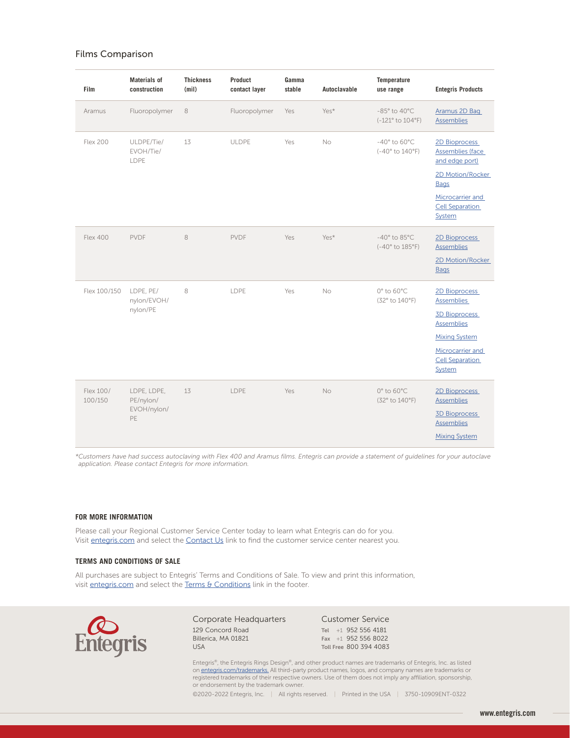## Films Comparison

| Film | Materials of construction | Thickness (mil) | Product contact layer | Gamma stable | Autoclavable | Temperature use range | Entegris Products |
|---|---|---|---|---|---|---|---|
| Aramus | Fluoropolymer | 8 | Fluoropolymer | Yes | Yes* | -85° to 40°C (-121° to 104°F) | Aramus 2D Bag Assemblies |
| Flex 200 | ULDPE/Tie/EVOH/Tie/LDPE | 13 | ULDPE | Yes | No | -40° to 60°C (-40° to 140°F) | 2D Bioprocess Assemblies (face and edge port); 2D Motion/Rocker Bags; Microcarrier and Cell Separation System |
| Flex 400 | PVDF | 8 | PVDF | Yes | Yes* | -40° to 85°C (-40° to 185°F) | 2D Bioprocess Assemblies; 2D Motion/Rocker Bags |
| Flex 100/150 | LDPE, PE/nylon/EVOH/nylon/PE | 8 | LDPE | Yes | No | 0° to 60°C (32° to 140°F) | 2D Bioprocess Assemblies; 3D Bioprocess Assemblies; Mixing System; Microcarrier and Cell Separation System |
| Flex 100/100/150 | LDPE, LDPE, PE/nylon/EVOH/nylon/PE | 13 | LDPE | Yes | No | 0° to 60°C (32° to 140°F) | 2D Bioprocess Assemblies; 3D Bioprocess Assemblies; Mixing System |

*Customers have had success autoclaving with Flex 400 and Aramus films. Entegris can provide a statement of guidelines for your autoclave application. Please contact Entegris for more information.*

### FOR MORE INFORMATION

Please call your Regional Customer Service Center today to learn what Entegris can do for you. Visit entegris.com and select the Contact Us link to find the customer service center nearest you.

### TERMS AND CONDITIONS OF SALE

All purchases are subject to Entegris' Terms and Conditions of Sale. To view and print this information, visit entegris.com and select the Terms & Conditions link in the footer.

Entegris

Corporate Headquarters
129 Concord Road
Billerica, MA 01821
USA

Customer Service
Tel +1 952 556 4181
Fax +1 952 556 8022
Toll Free 800 394 4083

Entegris®, the Entegris Rings Design®, and other product names are trademarks of Entegris, Inc. as listed on entegris.com/trademarks. All third-party product names, logos, and company names are trademarks or registered trademarks of their respective owners. Use of them does not imply any affiliation, sponsorship, or endorsement by the trademark owner.

©2020-2022 Entegris, Inc. | All rights reserved. | Printed in the USA | 3750-10909ENT-0322

www.entegris.com